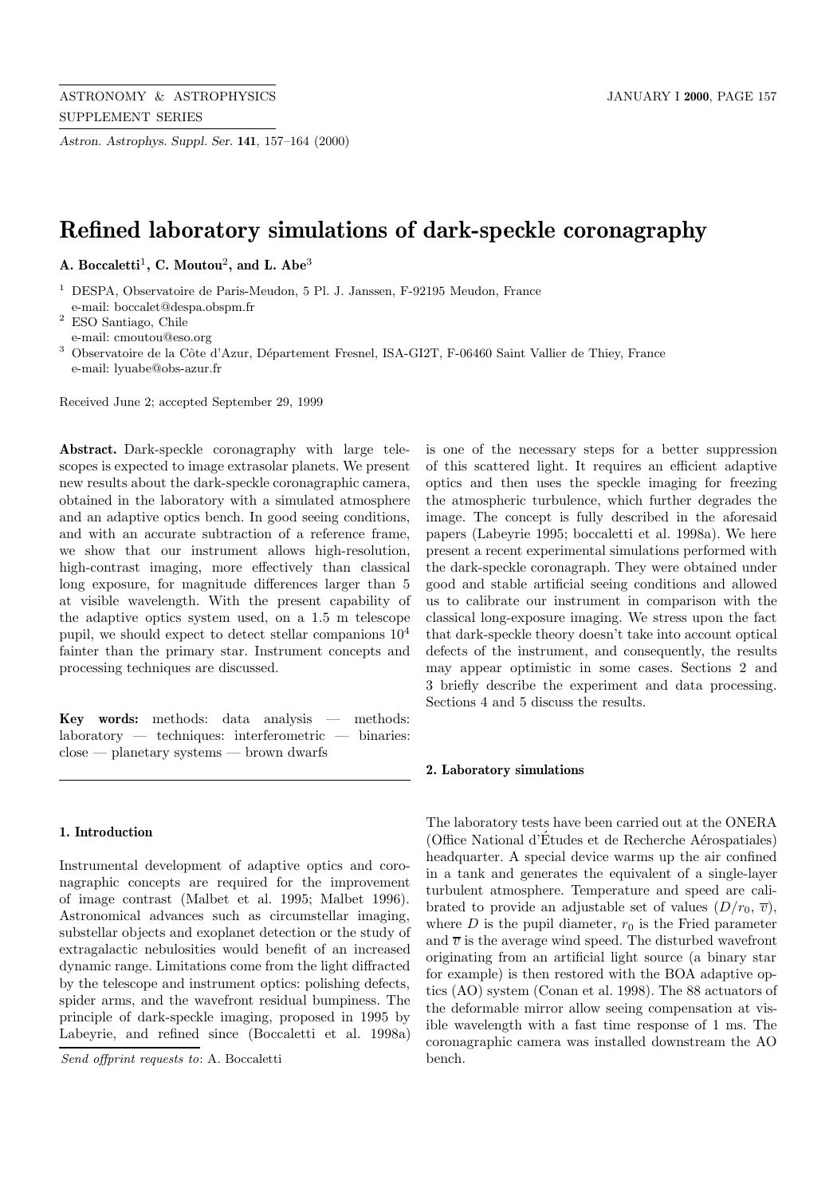*Astron. Astrophys. Suppl. Ser.* **141**, 157–164 (2000)

# Refined laboratory simulations of dark-speckle coronagraphy

**A. Boccaletti[1], C. Moutou[2], and L. Abe[3]**

[1] DESPA, Observatoire de Paris-Meudon, 5 Pl. J. Janssen, F-92195 Meudon, France
e-mail: boccalet@despa.obspm.fr

[2] ESO Santiago, Chile
e-mail: cmoutou@eso.org

[3] Observatoire de la Côte d'Azur, Département Fresnel, ISA-GI2T, F-06460 Saint Vallier de Thiey, France
e-mail: lyuabe@obs-azur.fr

Received June 2; accepted September 29, 1999

**Abstract.** Dark-speckle coronagraphy with large telescopes is expected to image extrasolar planets. We present new results about the dark-speckle coronagraphic camera, obtained in the laboratory with a simulated atmosphere and an adaptive optics bench. In good seeing conditions, and with an accurate subtraction of a reference frame, we show that our instrument allows high-resolution, high-contrast imaging, more effectively than classical long exposure, for magnitude differences larger than 5 at visible wavelength. With the present capability of the adaptive optics system used, on a 1.5 m telescope pupil, we should expect to detect stellar companions $10^4$ fainter than the primary star. Instrument concepts and processing techniques are discussed.

**Key words:** methods: data analysis — methods: laboratory — techniques: interferometric — binaries: close — planetary systems — brown dwarfs

## 1. Introduction

Instrumental development of adaptive optics and coronagraphic concepts are required for the improvement of image contrast (Malbet et al. 1995; Malbet 1996). Astronomical advances such as circumstellar imaging, substellar objects and exoplanet detection or the study of extragalactic nebulosities would benefit of an increased dynamic range. Limitations come from the light diffracted by the telescope and instrument optics: polishing defects, spider arms, and the wavefront residual bumpiness. The principle of dark-speckle imaging, proposed in 1995 by Labeyrie, and refined since (Boccaletti et al. 1998a) is one of the necessary steps for a better suppression of this scattered light. It requires an efficient adaptive optics and then uses the speckle imaging for freezing the atmospheric turbulence, which further degrades the image. The concept is fully described in the aforesaid papers (Labeyrie 1995; boccaletti et al. 1998a). We here present a recent experimental simulations performed with the dark-speckle coronagraph. They were obtained under good and stable artificial seeing conditions and allowed us to calibrate our instrument in comparison with the classical long-exposure imaging. We stress upon the fact that dark-speckle theory doesn't take into account optical defects of the instrument, and consequently, the results may appear optimistic in some cases. Sections 2 and 3 briefly describe the experiment and data processing. Sections 4 and 5 discuss the results.

*Send offprint requests to*: A. Boccaletti

## 2. Laboratory simulations

The laboratory tests have been carried out at the ONERA (Office National d'Études et de Recherche Aérospatiales) headquarter. A special device warms up the air confined in a tank and generates the equivalent of a single-layer turbulent atmosphere. Temperature and speed are calibrated to provide an adjustable set of values ($D/r_0$, $\overline{v}$), where $D$ is the pupil diameter, $r_0$ is the Fried parameter and $\overline{v}$ is the average wind speed. The disturbed wavefront originating from an artificial light source (a binary star for example) is then restored with the BOA adaptive optics (AO) system (Conan et al. 1998). The 88 actuators of the deformable mirror allow seeing compensation at visible wavelength with a fast time response of 1 ms. The coronagraphic camera was installed downstream the AO bench.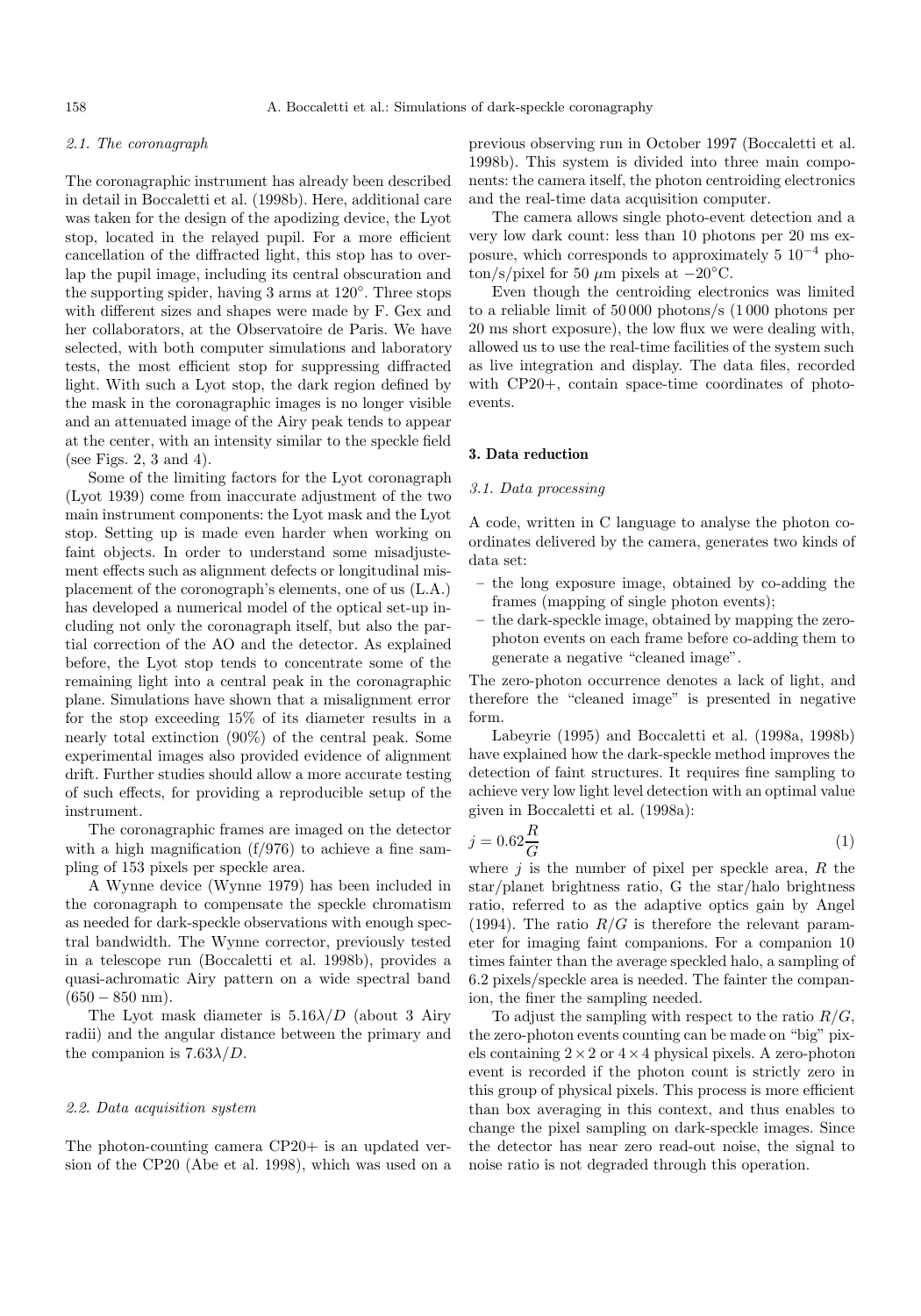### 2.1. The coronagraph

The coronagraphic instrument has already been described in detail in Boccaletti et al. (1998b). Here, additional care was taken for the design of the apodizing device, the Lyot stop, located in the relayed pupil. For a more efficient cancellation of the diffracted light, this stop has to overlap the pupil image, including its central obscuration and the supporting spider, having 3 arms at 120°. Three stops with different sizes and shapes were made by F. Gex and her collaborators, at the Observatoire de Paris. We have selected, with both computer simulations and laboratory tests, the most efficient stop for suppressing diffracted light. With such a Lyot stop, the dark region defined by the mask in the coronagraphic images is no longer visible and an attenuated image of the Airy peak tends to appear at the center, with an intensity similar to the speckle field (see Figs. 2, 3 and 4).

Some of the limiting factors for the Lyot coronagraph (Lyot 1939) come from inaccurate adjustment of the two main instrument components: the Lyot mask and the Lyot stop. Setting up is made even harder when working on faint objects. In order to understand some misadjustement effects such as alignment defects or longitudinal misplacement of the coronograph's elements, one of us (L.A.) has developed a numerical model of the optical set-up including not only the coronagraph itself, but also the partial correction of the AO and the detector. As explained before, the Lyot stop tends to concentrate some of the remaining light into a central peak in the coronagraphic plane. Simulations have shown that a misalignment error for the stop exceeding 15% of its diameter results in a nearly total extinction (90%) of the central peak. Some experimental images also provided evidence of alignment drift. Further studies should allow a more accurate testing of such effects, for providing a reproducible setup of the instrument.

The coronagraphic frames are imaged on the detector with a high magnification (f/976) to achieve a fine sampling of 153 pixels per speckle area.

A Wynne device (Wynne 1979) has been included in the coronagraph to compensate the speckle chromatism as needed for dark-speckle observations with enough spectral bandwidth. The Wynne corrector, previously tested in a telescope run (Boccaletti et al. 1998b), provides a quasi-achromatic Airy pattern on a wide spectral band ($650-850$ nm).

The Lyot mask diameter is $5.16\lambda/D$ (about 3 Airy radii) and the angular distance between the primary and the companion is $7.63\lambda/D$.

### 2.2. Data acquisition system

The photon-counting camera CP20+ is an updated version of the CP20 (Abe et al. 1998), which was used on a previous observing run in October 1997 (Boccaletti et al. 1998b). This system is divided into three main components: the camera itself, the photon centroiding electronics and the real-time data acquisition computer.

The camera allows single photo-event detection and a very low dark count: less than 10 photons per 20 ms exposure, which corresponds to approximately $5\ 10^{-4}$ photon/s/pixel for 50 $\mu$m pixels at $-20$°C.

Even though the centroiding electronics was limited to a reliable limit of 50 000 photons/s (1 000 photons per 20 ms short exposure), the low flux we were dealing with, allowed us to use the real-time facilities of the system such as live integration and display. The data files, recorded with CP20+, contain space-time coordinates of photo-events.

## 3. Data reduction

### 3.1. Data processing

A code, written in C language to analyse the photon coordinates delivered by the camera, generates two kinds of data set:

- the long exposure image, obtained by co-adding the frames (mapping of single photon events);
- the dark-speckle image, obtained by mapping the zero-photon events on each frame before co-adding them to generate a negative "cleaned image".

The zero-photon occurrence denotes a lack of light, and therefore the "cleaned image" is presented in negative form.

Labeyrie (1995) and Boccaletti et al. (1998a, 1998b) have explained how the dark-speckle method improves the detection of faint structures. It requires fine sampling to achieve very low light level detection with an optimal value given in Boccaletti et al. (1998a):

$$j = 0.62\frac{R}{G} \tag{1}$$

where $j$ is the number of pixel per speckle area, $R$ the star/planet brightness ratio, G the star/halo brightness ratio, referred to as the adaptive optics gain by Angel (1994). The ratio $R/G$ is therefore the relevant parameter for imaging faint companions. For a companion 10 times fainter than the average speckled halo, a sampling of 6.2 pixels/speckle area is needed. The fainter the companion, the finer the sampling needed.

To adjust the sampling with respect to the ratio $R/G$, the zero-photon events counting can be made on "big" pixels containing $2\times2$ or $4\times4$ physical pixels. A zero-photon event is recorded if the photon count is strictly zero in this group of physical pixels. This process is more efficient than box averaging in this context, and thus enables to change the pixel sampling on dark-speckle images. Since the detector has near zero read-out noise, the signal to noise ratio is not degraded through this operation.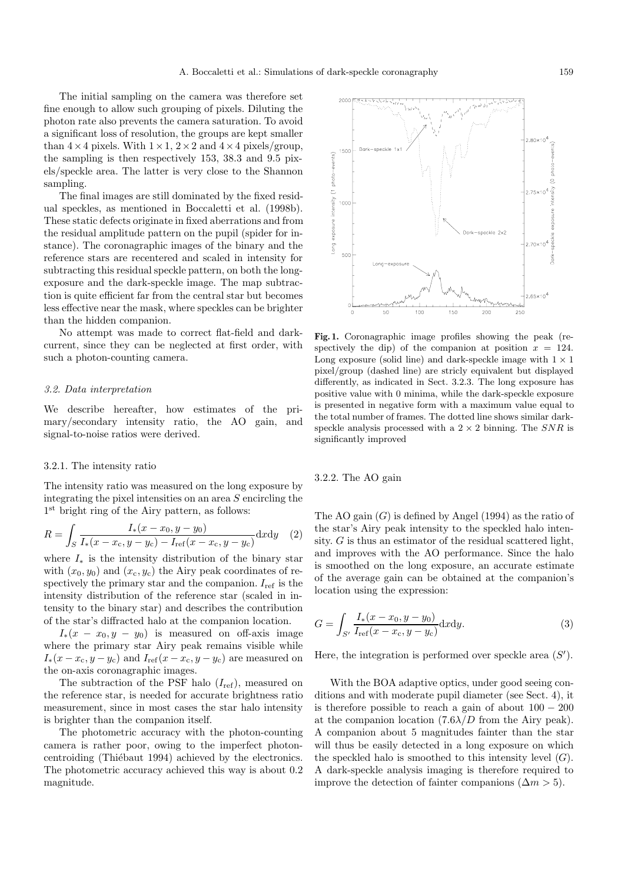The initial sampling on the camera was therefore set fine enough to allow such grouping of pixels. Diluting the photon rate also prevents the camera saturation. To avoid a significant loss of resolution, the groups are kept smaller than $4 \times 4$ pixels. With $1 \times 1$, $2 \times 2$ and $4 \times 4$ pixels/group, the sampling is then respectively 153, 38.3 and 9.5 pixels/speckle area. The latter is very close to the Shannon sampling.

The final images are still dominated by the fixed residual speckles, as mentioned in Boccaletti et al. (1998b). These static defects originate in fixed aberrations and from the residual amplitude pattern on the pupil (spider for instance). The coronagraphic images of the binary and the reference stars are recentered and scaled in intensity for subtracting this residual speckle pattern, on both the long-exposure and the dark-speckle image. The map subtraction is quite efficient far from the central star but becomes less effective near the mask, where speckles can be brighter than the hidden companion.

No attempt was made to correct flat-field and dark-current, since they can be neglected at first order, with such a photon-counting camera.

*3.2. Data interpretation*

We describe hereafter, how estimates of the primary/secondary intensity ratio, the AO gain, and signal-to-noise ratios were derived.

3.2.1. The intensity ratio

The intensity ratio was measured on the long exposure by integrating the pixel intensities on an area $S$ encircling the 1st bright ring of the Airy pattern, as follows:

$$R = \int_S \frac{I_*(x - x_0, y - y_0)}{I_*(x - x_c, y - y_c) - I_{\rm ref}(x - x_c, y - y_c)} {\rm d}x{\rm d}y \quad (2)$$

where $I_*$ is the intensity distribution of the binary star with $(x_0, y_0)$ and $(x_c, y_c)$ the Airy peak coordinates of respectively the primary star and the companion. $I_{\rm ref}$ is the intensity distribution of the reference star (scaled in intensity to the binary star) and describes the contribution of the star's diffracted halo at the companion location.

$I_*(x - x_0, y - y_0)$ is measured on off-axis image where the primary star Airy peak remains visible while $I_*(x - x_c, y - y_c)$ and $I_{\rm ref}(x - x_c, y - y_c)$ are measured on the on-axis coronagraphic images.

The subtraction of the PSF halo ($I_{\rm ref}$), measured on the reference star, is needed for accurate brightness ratio measurement, since in most cases the star halo intensity is brighter than the companion itself.

The photometric accuracy with the photon-counting camera is rather poor, owing to the imperfect photon-centroiding (Thiébaut 1994) achieved by the electronics. The photometric accuracy achieved this way is about 0.2 magnitude.

**Fig. 1.** Coronagraphic image profiles showing the peak (respectively the dip) of the companion at position $x = 124$. Long exposure (solid line) and dark-speckle image with $1 \times 1$ pixel/group (dashed line) are stricly equivalent but displayed differently, as indicated in Sect. 3.2.3. The long exposure has positive value with 0 minima, while the dark-speckle exposure is presented in negative form with a maximum value equal to the total number of frames. The dotted line shows similar dark-speckle analysis processed with a $2 \times 2$ binning. The $SNR$ is significantly improved

3.2.2. The AO gain

The AO gain ($G$) is defined by Angel (1994) as the ratio of the star's Airy peak intensity to the speckled halo intensity. $G$ is thus an estimator of the residual scattered light, and improves with the AO performance. Since the halo is smoothed on the long exposure, an accurate estimate of the average gain can be obtained at the companion's location using the expression:

$$G = \int_{S'} \frac{I_*(x - x_0, y - y_0)}{I_{\rm ref}(x - x_c, y - y_c)} {\rm d}x{\rm d}y. \quad (3)$$

Here, the integration is performed over speckle area ($S'$).

With the BOA adaptive optics, under good seeing conditions and with moderate pupil diameter (see Sect. 4), it is therefore possible to reach a gain of about $100 - 200$ at the companion location ($7.6\lambda/D$ from the Airy peak). A companion about 5 magnitudes fainter than the star will thus be easily detected in a long exposure on which the speckled halo is smoothed to this intensity level ($G$). A dark-speckle analysis imaging is therefore required to improve the detection of fainter companions ($\Delta m > 5$).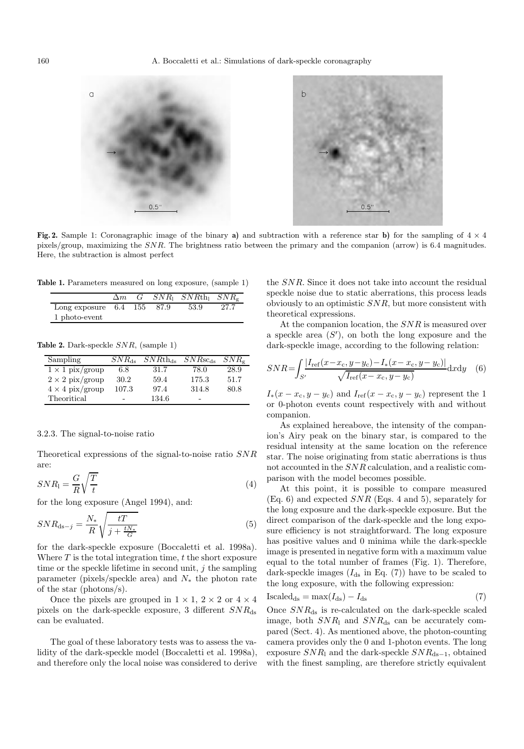**Fig. 2.** Sample 1: Coronagraphic image of the binary **a)** and subtraction with a reference star **b)** for the sampling of 4 × 4 pixels/group, maximizing the $SNR$. The brightness ratio between the primary and the companion (arrow) is 6.4 magnitudes. Here, the subtraction is almost perfect

**Table 1.** Parameters measured on long exposure, (sample 1)

| | $\Delta m$ | $G$ | $SNR_{\rm l}$ | $SNR{\rm th}_{\rm l}$ | $SNR_{\rm g}$ |
|---|---|---|---|---|---|
| Long exposure 1 photo-event | 6.4 | 155 | 87.9 | 53.9 | 27.7 |

**Table 2.** Dark-speckle $SNR$, (sample 1)

| Sampling | $SNR_{\rm ds}$ | $SNR{\rm th}_{\rm ds}$ | $SNR{\rm sc}_{\rm ds}$ | $SNR_{\rm g}$ |
|---|---|---|---|---|
| $1 \times 1$ pix/group | 6.8 | 31.7 | 78.0 | 28.9 |
| $2 \times 2$ pix/group | 30.2 | 59.4 | 175.3 | 51.7 |
| $4 \times 4$ pix/group | 107.3 | 97.4 | 314.8 | 80.8 |
| Theoritical | - | 134.6 | - | |

3.2.3. The signal-to-noise ratio

Theoretical expressions of the signal-to-noise ratio $SNR$ are:

$$SNR_{\rm l} = \frac{G}{R}\sqrt{\frac{T}{t}} \tag{4}$$

for the long exposure (Angel 1994), and:

$$SNR_{{\rm ds}-j} = \frac{N_*}{R}\sqrt{\frac{tT}{j + \frac{tN_*}{G}}} \tag{5}$$

for the dark-speckle exposure (Boccaletti et al. 1998a). Where $T$ is the total integration time, $t$ the short exposure time or the speckle lifetime in second unit, $j$ the sampling parameter (pixels/speckle area) and $N_*$ the photon rate of the star (photons/s).

Once the pixels are grouped in $1 \times 1$, $2 \times 2$ or $4 \times 4$ pixels on the dark-speckle exposure, 3 different $SNR_{\rm ds}$ can be evaluated.

The goal of these laboratory tests was to assess the validity of the dark-speckle model (Boccaletti et al. 1998a), and therefore only the local noise was considered to derive the $SNR$. Since it does not take into account the residual speckle noise due to static aberrations, this process leads obviously to an optimistic $SNR$, but more consistent with theoretical expressions.

At the companion location, the $SNR$ is measured over a speckle area ($S'$), on both the long exposure and the dark-speckle image, according to the following relation:

$$SNR = \int_{S'} \frac{|I_{\rm ref}(x-x_{\rm c}, y-y_{\rm c}) - I_*(x-x_{\rm c}, y-y_{\rm c})|}{\sqrt{I_{\rm ref}(x-x_{\rm c}, y-y_{\rm c})}} {\rm d}x{\rm d}y \tag{6}$$

$I_*(x-x_{\rm c}, y-y_{\rm c})$ and $I_{\rm ref}(x-x_{\rm c}, y-y_{\rm c})$ represent the 1 or 0-photon events count respectively with and without companion.

As explained hereabove, the intensity of the companion's Airy peak on the binary star, is compared to the residual intensity at the same location on the reference star. The noise originating from static aberrations is thus not accounted in the $SNR$ calculation, and a realistic comparison with the model becomes possible.

At this point, it is possible to compare measured (Eq. 6) and expected $SNR$ (Eqs. 4 and 5), separately for the long exposure and the dark-speckle exposure. But the direct comparison of the dark-speckle and the long exposure efficiency is not straightforward. The long exposure has positive values and 0 minima while the dark-speckle image is presented in negative form with a maximum value equal to the total number of frames (Fig. 1). Therefore, dark-speckle images ($I_{\rm ds}$ in Eq. (7)) have to be scaled to the long exposure, with the following expression:

$${\rm Iscaled}_{\rm ds} = \max(I_{\rm ds}) - I_{\rm ds} \tag{7}$$

Once $SNR_{\rm ds}$ is re-calculated on the dark-speckle scaled image, both $SNR_{\rm l}$ and $SNR_{\rm ds}$ can be accurately compared (Sect. 4). As mentioned above, the photon-counting camera provides only the 0 and 1-photon events. The long exposure $SNR_{\rm l}$ and the dark-speckle $SNR_{{\rm ds}-1}$, obtained with the finest sampling, are therefore strictly equivalent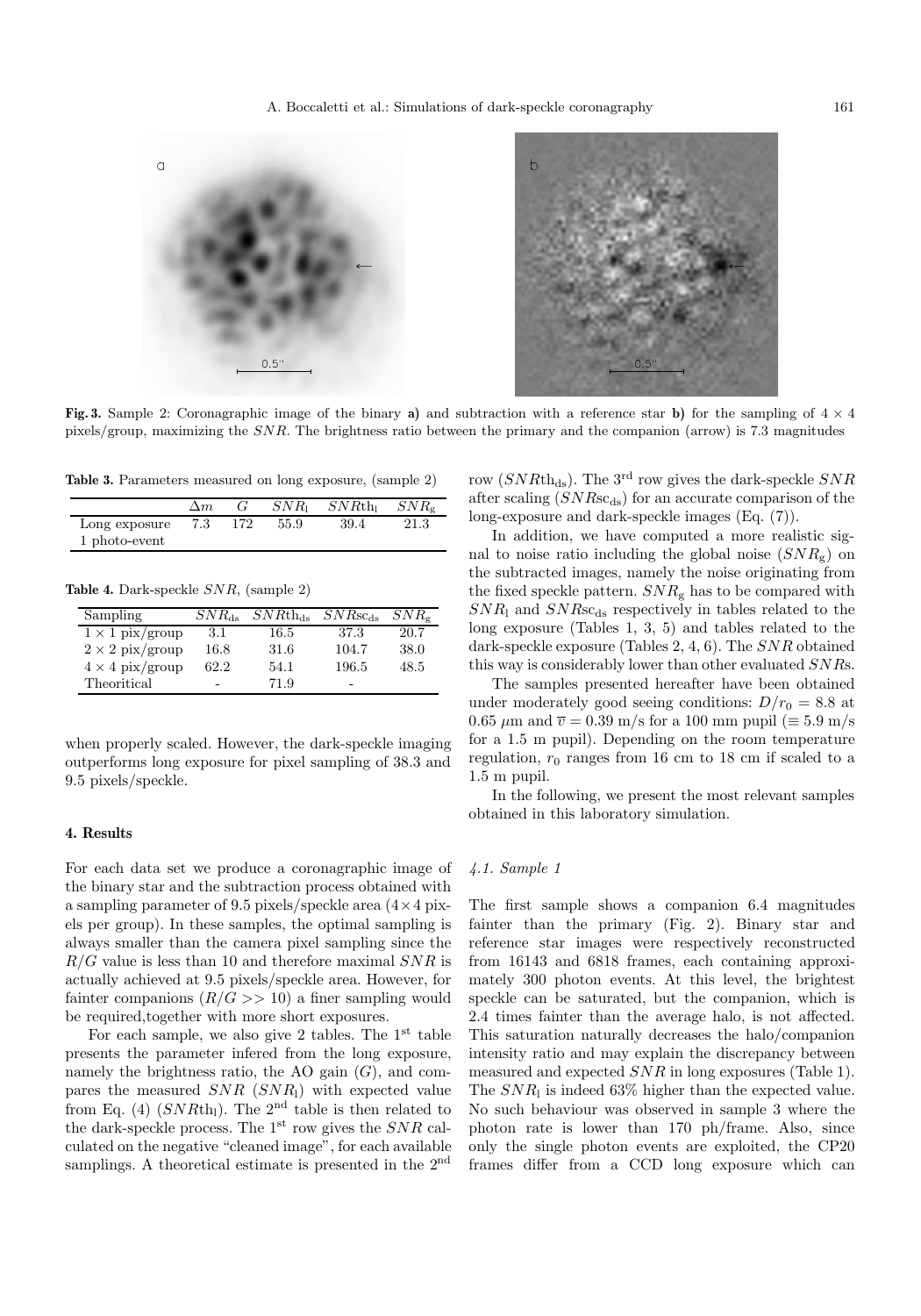**Fig. 3.** Sample 2: Coronagraphic image of the binary **a)** and subtraction with a reference star **b)** for the sampling of $4 \times 4$ pixels/group, maximizing the $SNR$. The brightness ratio between the primary and the companion (arrow) is 7.3 magnitudes

**Table 3.** Parameters measured on long exposure, (sample 2)

| | $\Delta m$ | $G$ | $SNR_{\rm l}$ | $SNR{\rm th}_{\rm l}$ | $SNR_{\rm g}$ |
|---|---|---|---|---|---|
| Long exposure 1 photo-event | 7.3 | 172 | 55.9 | 39.4 | 21.3 |

**Table 4.** Dark-speckle $SNR$, (sample 2)

| Sampling | $SNR_{\rm ds}$ | $SNR{\rm th}_{\rm ds}$ | $SNR{\rm sc}_{\rm ds}$ | $SNR_{\rm g}$ |
|---|---|---|---|---|
| $1 \times 1$ pix/group | 3.1 | 16.5 | 37.3 | 20.7 |
| $2 \times 2$ pix/group | 16.8 | 31.6 | 104.7 | 38.0 |
| $4 \times 4$ pix/group | 62.2 | 54.1 | 196.5 | 48.5 |
| Theoritical | - | 71.9 | - | |

when properly scaled. However, the dark-speckle imaging outperforms long exposure for pixel sampling of 38.3 and 9.5 pixels/speckle.

## 4. Results

For each data set we produce a coronagraphic image of the binary star and the subtraction process obtained with a sampling parameter of 9.5 pixels/speckle area ($4 \times 4$ pixels per group). In these samples, the optimal sampling is always smaller than the camera pixel sampling since the $R/G$ value is less than 10 and therefore maximal $SNR$ is actually achieved at 9.5 pixels/speckle area. However, for fainter companions ($R/G >> 10$) a finer sampling would be required,together with more short exposures.

For each sample, we also give 2 tables. The 1st table presents the parameter infered from the long exposure, namely the brightness ratio, the AO gain ($G$), and compares the measured $SNR$ ($SNR_{\rm l}$) with expected value from Eq. (4) ($SNR{\rm th}_{\rm l}$). The 2nd table is then related to the dark-speckle process. The 1st row gives the $SNR$ calculated on the negative "cleaned image", for each available samplings. A theoretical estimate is presented in the 2nd row ($SNR{\rm th}_{\rm ds}$). The 3rd row gives the dark-speckle $SNR$ after scaling ($SNR{\rm sc}_{\rm ds}$) for an accurate comparison of the long-exposure and dark-speckle images (Eq. (7)).

In addition, we have computed a more realistic signal to noise ratio including the global noise ($SNR_{\rm g}$) on the subtracted images, namely the noise originating from the fixed speckle pattern. $SNR_{\rm g}$ has to be compared with $SNR_{\rm l}$ and $SNR{\rm sc}_{\rm ds}$ respectively in tables related to the long exposure (Tables 1, 3, 5) and tables related to the dark-speckle exposure (Tables 2, 4, 6). The $SNR$ obtained this way is considerably lower than other evaluated $SNR$s.

The samples presented hereafter have been obtained under moderately good seeing conditions: $D/r_0 = 8.8$ at 0.65 $\mu$m and $\overline{v} = 0.39$ m/s for a 100 mm pupil ($\equiv 5.9$ m/s for a 1.5 m pupil). Depending on the room temperature regulation, $r_0$ ranges from 16 cm to 18 cm if scaled to a 1.5 m pupil.

In the following, we present the most relevant samples obtained in this laboratory simulation.

### 4.1. Sample 1

The first sample shows a companion 6.4 magnitudes fainter than the primary (Fig. 2). Binary star and reference star images were respectively reconstructed from 16143 and 6818 frames, each containing approximately 300 photon events. At this level, the brightest speckle can be saturated, but the companion, which is 2.4 times fainter than the average halo, is not affected. This saturation naturally decreases the halo/companion intensity ratio and may explain the discrepancy between measured and expected $SNR$ in long exposures (Table 1). The $SNR_{\rm l}$ is indeed 63% higher than the expected value. No such behaviour was observed in sample 3 where the photon rate is lower than 170 ph/frame. Also, since only the single photon events are exploited, the CP20 frames differ from a CCD long exposure which can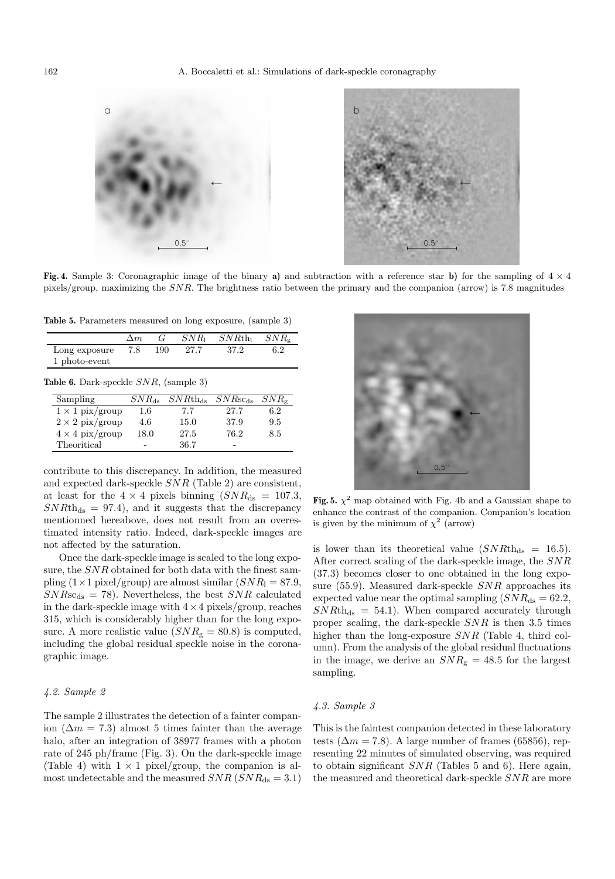**Fig. 4.** Sample 3: Coronagraphic image of the binary **a)** and subtraction with a reference star **b)** for the sampling of 4 × 4 pixels/group, maximizing the $SNR$. The brightness ratio between the primary and the companion (arrow) is 7.8 magnitudes

**Table 5.** Parameters measured on long exposure, (sample 3)

| | $\Delta m$ | $G$ | $SNR_{\rm l}$ | $SNR{\rm th}_{\rm l}$ | $SNR_{\rm g}$ |
|---|---|---|---|---|---|
| Long exposure 1 photo-event | 7.8 | 190 | 27.7 | 37.2 | 6.2 |

**Table 6.** Dark-speckle $SNR$, (sample 3)

| Sampling | $SNR_{\rm ds}$ | $SNR{\rm th}_{\rm ds}$ | $SNR{\rm sc}_{\rm ds}$ | $SNR_{\rm g}$ |
|---|---|---|---|---|
| 1 × 1 pix/group | 1.6 | 7.7 | 27.7 | 6.2 |
| 2 × 2 pix/group | 4.6 | 15.0 | 37.9 | 9.5 |
| 4 × 4 pix/group | 18.0 | 27.5 | 76.2 | 8.5 |
| Theoritical | - | 36.7 | - | |

contribute to this discrepancy. In addition, the measured and expected dark-speckle $SNR$ (Table 2) are consistent, at least for the 4 × 4 pixels binning ($SNR_{\rm ds} = 107.3$, $SNR{\rm th}_{\rm ds} = 97.4$), and it suggests that the discrepancy mentionned hereabove, does not result from an overestimated intensity ratio. Indeed, dark-speckle images are not affected by the saturation.

Once the dark-speckle image is scaled to the long exposure, the $SNR$ obtained for both data with the finest sampling (1×1 pixel/group) are almost similar ($SNR_{\rm l} = 87.9$, $SNR{\rm sc}_{\rm ds} = 78$). Nevertheless, the best $SNR$ calculated in the dark-speckle image with 4×4 pixels/group, reaches 315, which is considerably higher than for the long exposure. A more realistic value ($SNR_{\rm g} = 80.8$) is computed, including the global residual speckle noise in the coronagraphic image.

#### 4.2. Sample 2

The sample 2 illustrates the detection of a fainter companion ($\Delta m = 7.3$) almost 5 times fainter than the average halo, after an integration of 38977 frames with a photon rate of 245 ph/frame (Fig. 3). On the dark-speckle image (Table 4) with 1 × 1 pixel/group, the companion is almost undetectable and the measured $SNR$ ($SNR_{\rm ds} = 3.1$)

**Fig. 5.** $\chi^2$ map obtained with Fig. 4b and a Gaussian shape to enhance the contrast of the companion. Companion's location is given by the minimum of $\chi^2$ (arrow)

is lower than its theoretical value ($SNR{\rm th}_{\rm ds} = 16.5$). After correct scaling of the dark-speckle image, the $SNR$ (37.3) becomes closer to one obtained in the long exposure (55.9). Measured dark-speckle $SNR$ approaches its expected value near the optimal sampling ($SNR_{\rm ds} = 62.2$, $SNR{\rm th}_{\rm ds} = 54.1$). When compared accurately through proper scaling, the dark-speckle $SNR$ is then 3.5 times higher than the long-exposure $SNR$ (Table 4, third column). From the analysis of the global residual fluctuations in the image, we derive an $SNR_{\rm g} = 48.5$ for the largest sampling.

#### 4.3. Sample 3

This is the faintest companion detected in these laboratory tests ($\Delta m = 7.8$). A large number of frames (65856), representing 22 minutes of simulated observing, was required to obtain significant $SNR$ (Tables 5 and 6). Here again, the measured and theoretical dark-speckle $SNR$ are more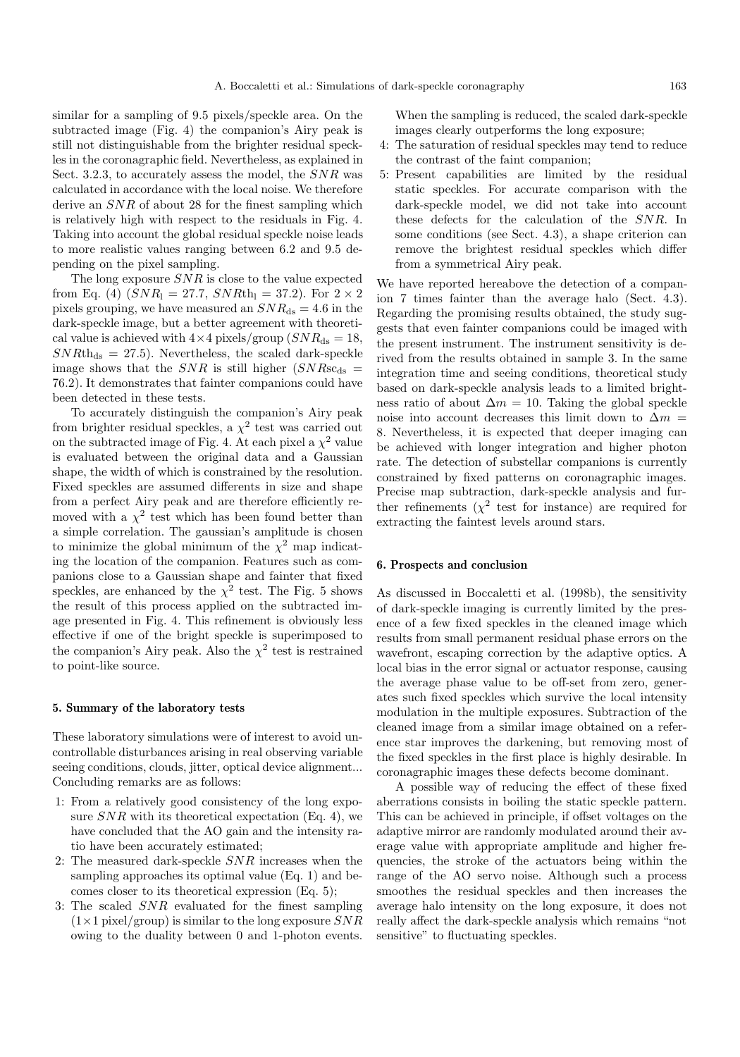similar for a sampling of 9.5 pixels/speckle area. On the subtracted image (Fig. 4) the companion's Airy peak is still not distinguishable from the brighter residual speckles in the coronagraphic field. Nevertheless, as explained in Sect. 3.2.3, to accurately assess the model, the $SNR$ was calculated in accordance with the local noise. We therefore derive an $SNR$ of about 28 for the finest sampling which is relatively high with respect to the residuals in Fig. 4. Taking into account the global residual speckle noise leads to more realistic values ranging between 6.2 and 9.5 depending on the pixel sampling.

The long exposure $SNR$ is close to the value expected from Eq. (4) ($SNR_{\rm l} = 27.7$, $SNR{\rm th}_{\rm l} = 37.2$). For $2 \times 2$ pixels grouping, we have measured an $SNR_{\rm ds} = 4.6$ in the dark-speckle image, but a better agreement with theoretical value is achieved with $4 \times 4$ pixels/group ($SNR_{\rm ds} = 18$, $SNR{\rm th}_{\rm ds} = 27.5$). Nevertheless, the scaled dark-speckle image shows that the $SNR$ is still higher ($SNR{\rm sc}_{\rm ds} = 76.2$). It demonstrates that fainter companions could have been detected in these tests.

To accurately distinguish the companion's Airy peak from brighter residual speckles, a $\chi^2$ test was carried out on the subtracted image of Fig. 4. At each pixel a $\chi^2$ value is evaluated between the original data and a Gaussian shape, the width of which is constrained by the resolution. Fixed speckles are assumed differents in size and shape from a perfect Airy peak and are therefore efficiently removed with a $\chi^2$ test which has been found better than a simple correlation. The gaussian's amplitude is chosen to minimize the global minimum of the $\chi^2$ map indicating the location of the companion. Features such as companions close to a Gaussian shape and fainter that fixed speckles, are enhanced by the $\chi^2$ test. The Fig. 5 shows the result of this process applied on the subtracted image presented in Fig. 4. This refinement is obviously less effective if one of the bright speckle is superimposed to the companion's Airy peak. Also the $\chi^2$ test is restrained to point-like source.

## 5. Summary of the laboratory tests

These laboratory simulations were of interest to avoid uncontrollable disturbances arising in real observing variable seeing conditions, clouds, jitter, optical device alignment... Concluding remarks are as follows:

1: From a relatively good consistency of the long exposure $SNR$ with its theoretical expectation (Eq. 4), we have concluded that the AO gain and the intensity ratio have been accurately estimated;

2: The measured dark-speckle $SNR$ increases when the sampling approaches its optimal value (Eq. 1) and becomes closer to its theoretical expression (Eq. 5);

3: The scaled $SNR$ evaluated for the finest sampling ($1 \times 1$ pixel/group) is similar to the long exposure $SNR$ owing to the duality between 0 and 1-photon events. When the sampling is reduced, the scaled dark-speckle images clearly outperforms the long exposure;

4: The saturation of residual speckles may tend to reduce the contrast of the faint companion;

5: Present capabilities are limited by the residual static speckles. For accurate comparison with the dark-speckle model, we did not take into account these defects for the calculation of the $SNR$. In some conditions (see Sect. 4.3), a shape criterion can remove the brightest residual speckles which differ from a symmetrical Airy peak.

We have reported hereabove the detection of a companion 7 times fainter than the average halo (Sect. 4.3). Regarding the promising results obtained, the study suggests that even fainter companions could be imaged with the present instrument. The instrument sensitivity is derived from the results obtained in sample 3. In the same integration time and seeing conditions, theoretical study based on dark-speckle analysis leads to a limited brightness ratio of about $\Delta m = 10$. Taking the global speckle noise into account decreases this limit down to $\Delta m = 8$. Nevertheless, it is expected that deeper imaging can be achieved with longer integration and higher photon rate. The detection of substellar companions is currently constrained by fixed patterns on coronagraphic images. Precise map subtraction, dark-speckle analysis and further refinements ($\chi^2$ test for instance) are required for extracting the faintest levels around stars.

## 6. Prospects and conclusion

As discussed in Boccaletti et al. (1998b), the sensitivity of dark-speckle imaging is currently limited by the presence of a few fixed speckles in the cleaned image which results from small permanent residual phase errors on the wavefront, escaping correction by the adaptive optics. A local bias in the error signal or actuator response, causing the average phase value to be off-set from zero, generates such fixed speckles which survive the local intensity modulation in the multiple exposures. Subtraction of the cleaned image from a similar image obtained on a reference star improves the darkening, but removing most of the fixed speckles in the first place is highly desirable. In coronagraphic images these defects become dominant.

A possible way of reducing the effect of these fixed aberrations consists in boiling the static speckle pattern. This can be achieved in principle, if offset voltages on the adaptive mirror are randomly modulated around their average value with appropriate amplitude and higher frequencies, the stroke of the actuators being within the range of the AO servo noise. Although such a process smoothes the residual speckles and then increases the average halo intensity on the long exposure, it does not really affect the dark-speckle analysis which remains "not sensitive" to fluctuating speckles.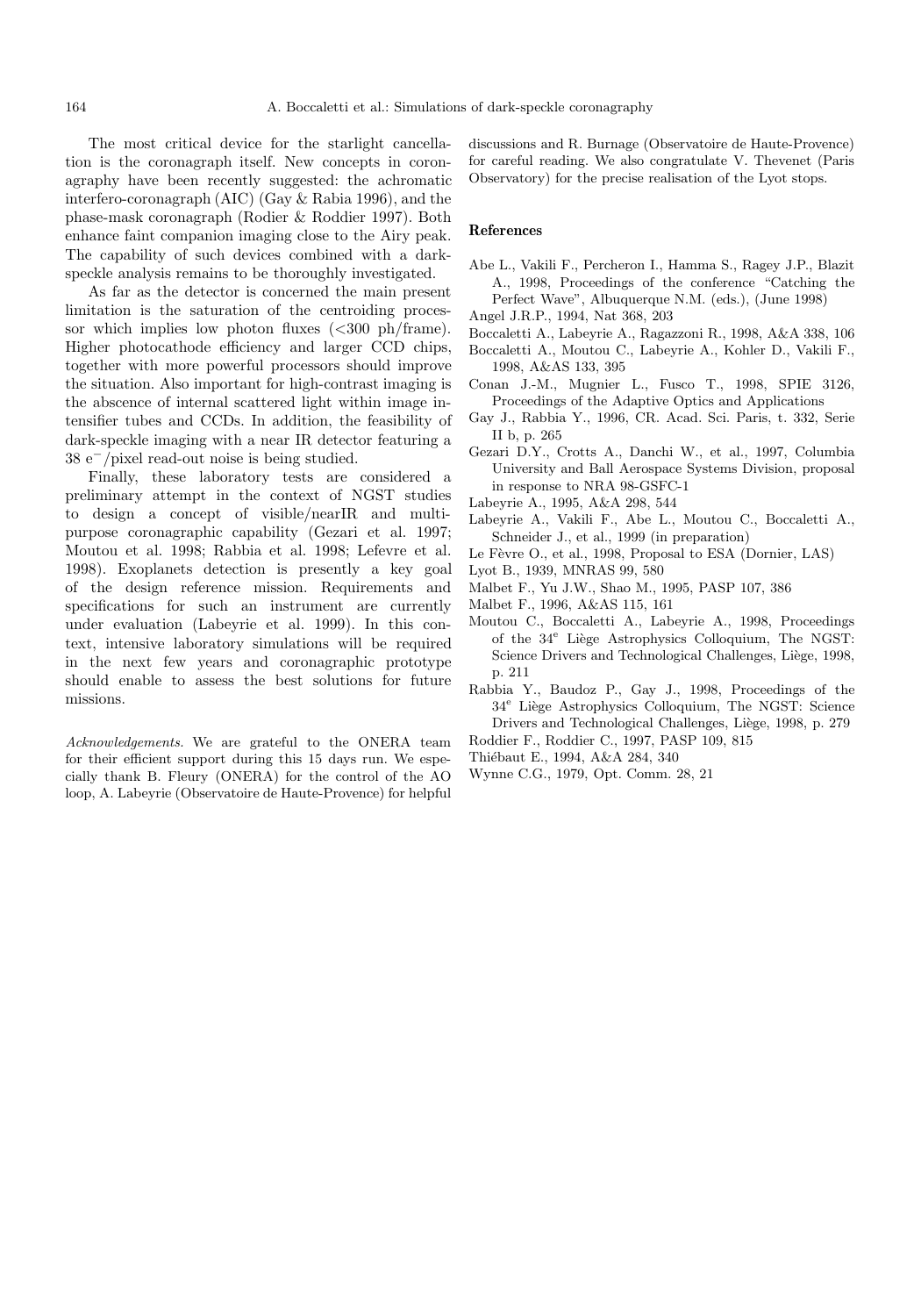The most critical device for the starlight cancellation is the coronagraph itself. New concepts in coronagraphy have been recently suggested: the achromatic interfero-coronagraph (AIC) (Gay & Rabia 1996), and the phase-mask coronagraph (Rodier & Roddier 1997). Both enhance faint companion imaging close to the Airy peak. The capability of such devices combined with a dark-speckle analysis remains to be thoroughly investigated.

As far as the detector is concerned the main present limitation is the saturation of the centroiding processor which implies low photon fluxes (<300 ph/frame). Higher photocathode efficiency and larger CCD chips, together with more powerful processors should improve the situation. Also important for high-contrast imaging is the abscence of internal scattered light within image intensifier tubes and CCDs. In addition, the feasibility of dark-speckle imaging with a near IR detector featuring a 38 $e^-$/pixel read-out noise is being studied.

Finally, these laboratory tests are considered a preliminary attempt in the context of NGST studies to design a concept of visible/nearIR and multi-purpose coronagraphic capability (Gezari et al. 1997; Moutou et al. 1998; Rabbia et al. 1998; Lefevre et al. 1998). Exoplanets detection is presently a key goal of the design reference mission. Requirements and specifications for such an instrument are currently under evaluation (Labeyrie et al. 1999). In this context, intensive laboratory simulations will be required in the next few years and coronagraphic prototype should enable to assess the best solutions for future missions.

*Acknowledgements.* We are grateful to the ONERA team for their efficient support during this 15 days run. We especially thank B. Fleury (ONERA) for the control of the AO loop, A. Labeyrie (Observatoire de Haute-Provence) for helpful discussions and R. Burnage (Observatoire de Haute-Provence) for careful reading. We also congratulate V. Thevenet (Paris Observatory) for the precise realisation of the Lyot stops.

## References

Abe L., Vakili F., Percheron I., Hamma S., Ragey J.P., Blazit A., 1998, Proceedings of the conference "Catching the Perfect Wave", Albuquerque N.M. (eds.), (June 1998)

Angel J.R.P., 1994, Nat 368, 203

Boccaletti A., Labeyrie A., Ragazzoni R., 1998, A&A 338, 106

Boccaletti A., Moutou C., Labeyrie A., Kohler D., Vakili F., 1998, A&AS 133, 395

Conan J.-M., Mugnier L., Fusco T., 1998, SPIE 3126, Proceedings of the Adaptive Optics and Applications

Gay J., Rabbia Y., 1996, CR. Acad. Sci. Paris, t. 332, Serie II b, p. 265

Gezari D.Y., Crotts A., Danchi W., et al., 1997, Columbia University and Ball Aerospace Systems Division, proposal in response to NRA 98-GSFC-1

Labeyrie A., 1995, A&A 298, 544

Labeyrie A., Vakili F., Abe L., Moutou C., Boccaletti A., Schneider J., et al., 1999 (in preparation)

Le Fèvre O., et al., 1998, Proposal to ESA (Dornier, LAS)

Lyot B., 1939, MNRAS 99, 580

Malbet F., Yu J.W., Shao M., 1995, PASP 107, 386

Malbet F., 1996, A&AS 115, 161

Moutou C., Boccaletti A., Labeyrie A., 1998, Proceedings of the 34[e] Liège Astrophysics Colloquium, The NGST: Science Drivers and Technological Challenges, Liège, 1998, p. 211

Rabbia Y., Baudoz P., Gay J., 1998, Proceedings of the 34[e] Liège Astrophysics Colloquium, The NGST: Science Drivers and Technological Challenges, Liège, 1998, p. 279

Roddier F., Roddier C., 1997, PASP 109, 815

Thiébaut E., 1994, A&A 284, 340

Wynne C.G., 1979, Opt. Comm. 28, 21